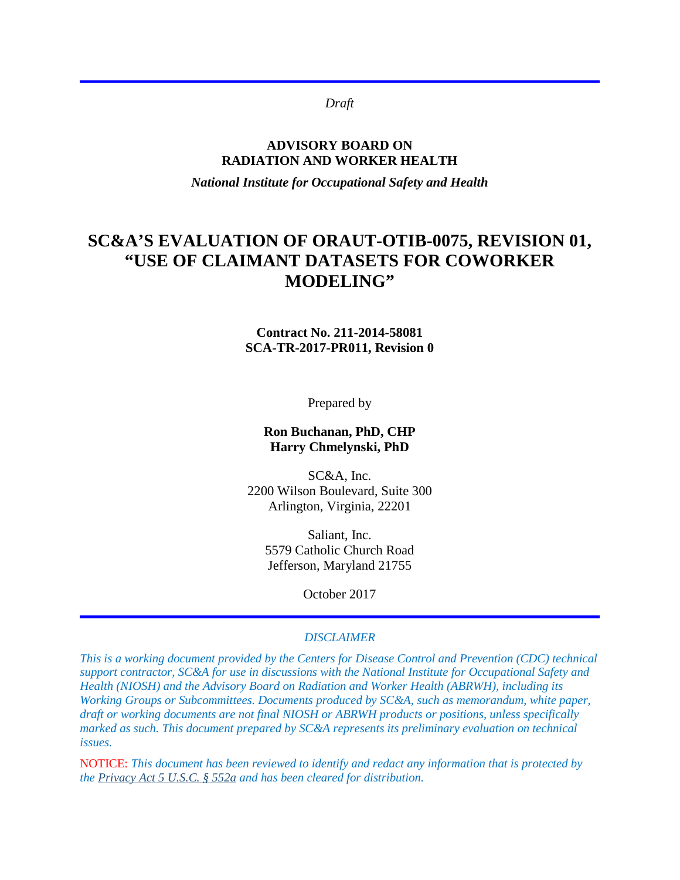*Draft*

**ADVISORY BOARD ON**
**RADIATION AND WORKER HEALTH**

***National Institute for Occupational Safety and Health***

# SC&A'S EVALUATION OF ORAUT-OTIB-0075, REVISION 01, "USE OF CLAIMANT DATASETS FOR COWORKER MODELING"

**Contract No. 211-2014-58081**
**SCA-TR-2017-PR011, Revision 0**

Prepared by

**Ron Buchanan, PhD, CHP**
**Harry Chmelynski, PhD**

SC&A, Inc.
2200 Wilson Boulevard, Suite 300
Arlington, Virginia, 22201

Saliant, Inc.
5579 Catholic Church Road
Jefferson, Maryland 21755

October 2017

*DISCLAIMER*

*This is a working document provided by the Centers for Disease Control and Prevention (CDC) technical support contractor, SC&A for use in discussions with the National Institute for Occupational Safety and Health (NIOSH) and the Advisory Board on Radiation and Worker Health (ABRWH), including its Working Groups or Subcommittees. Documents produced by SC&A, such as memorandum, white paper, draft or working documents are not final NIOSH or ABRWH products or positions, unless specifically marked as such. This document prepared by SC&A represents its preliminary evaluation on technical issues.*

NOTICE: *This document has been reviewed to identify and redact any information that is protected by the Privacy Act 5 U.S.C. § 552a and has been cleared for distribution.*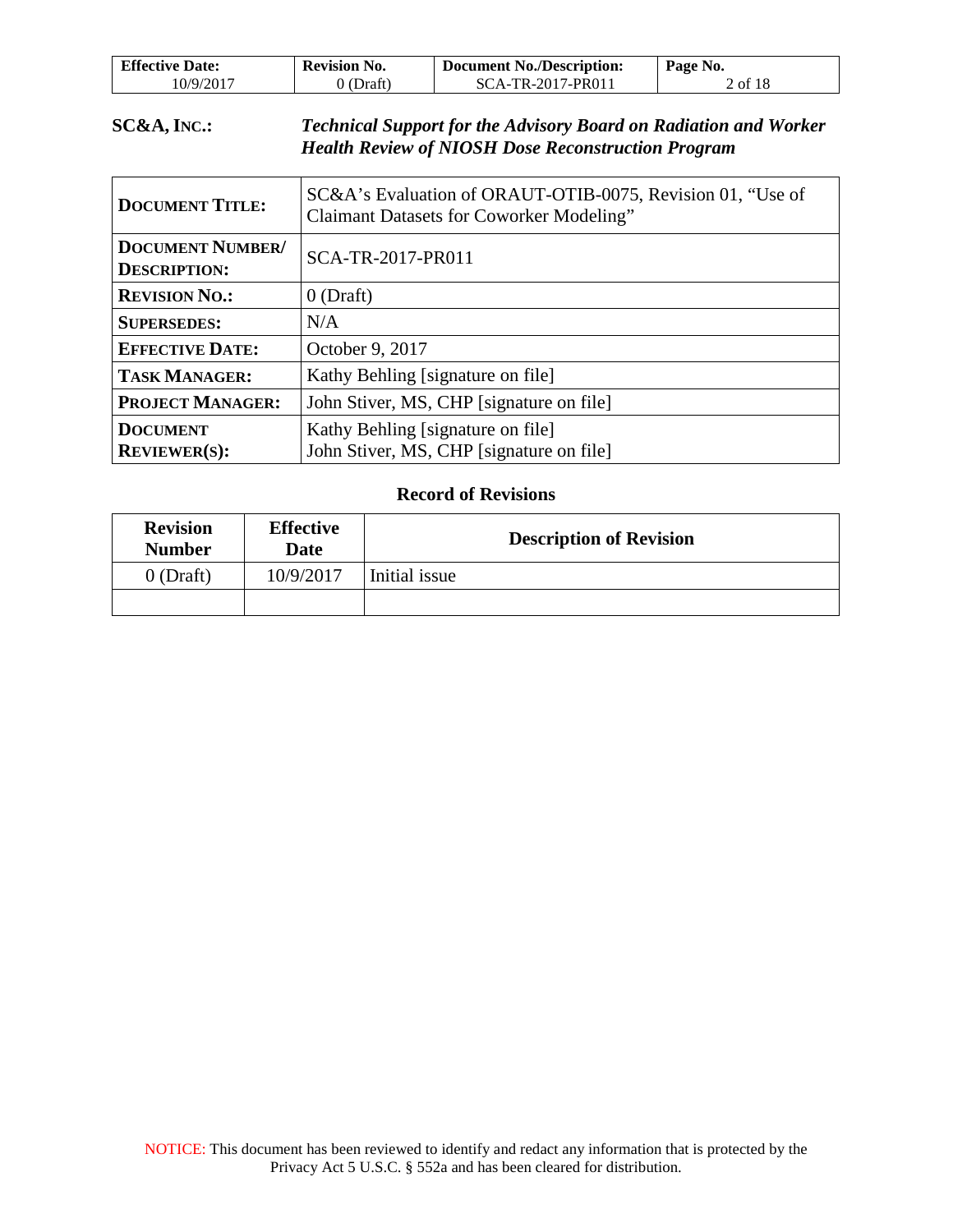**SC&A, INC.:** ***Technical Support for the Advisory Board on Radiation and Worker Health Review of NIOSH Dose Reconstruction Program***

| | |
|---|---|
| **DOCUMENT TITLE:** | SC&A's Evaluation of ORAUT-OTIB-0075, Revision 01, "Use of Claimant Datasets for Coworker Modeling" |
| **DOCUMENT NUMBER/ DESCRIPTION:** | SCA-TR-2017-PR011 |
| **REVISION NO.:** | 0 (Draft) |
| **SUPERSEDES:** | N/A |
| **EFFECTIVE DATE:** | October 9, 2017 |
| **TASK MANAGER:** | Kathy Behling [signature on file] |
| **PROJECT MANAGER:** | John Stiver, MS, CHP [signature on file] |
| **DOCUMENT REVIEWER(S):** | Kathy Behling [signature on file]<br>John Stiver, MS, CHP [signature on file] |

**Record of Revisions**

| Revision Number | Effective Date | Description of Revision |
|---|---|---|
| 0 (Draft) | 10/9/2017 | Initial issue |
| | | |

NOTICE: This document has been reviewed to identify and redact any information that is protected by the Privacy Act 5 U.S.C. § 552a and has been cleared for distribution.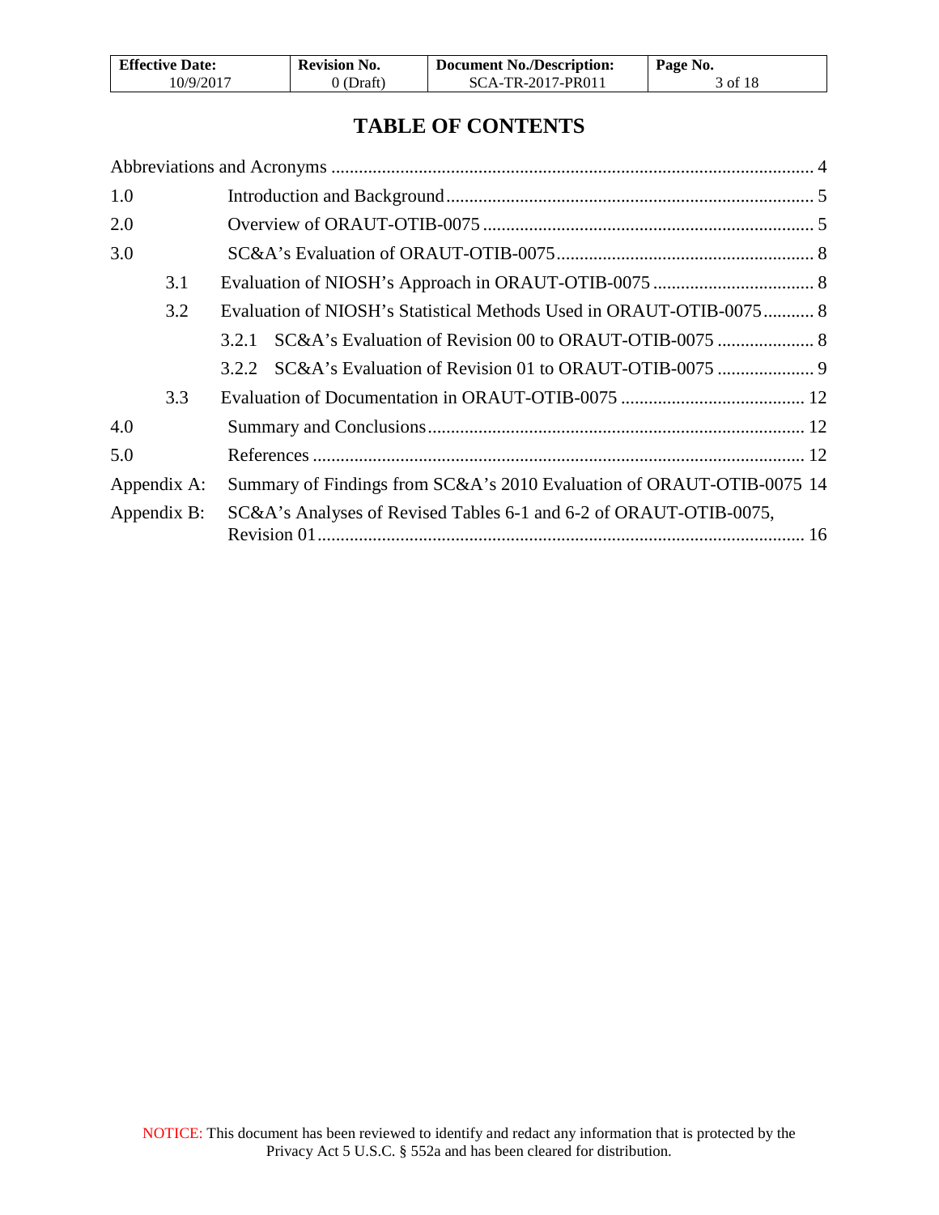# TABLE OF CONTENTS

Abbreviations and Acronyms ........................................................................................................ 4

1.0 Introduction and Background ................................................................................ 5

2.0 Overview of ORAUT-OTIB-0075 ........................................................................ 5

3.0 SC&A's Evaluation of ORAUT-OTIB-0075 ........................................................ 8

 3.1 Evaluation of NIOSH's Approach in ORAUT-OTIB-0075 ................................... 8

 3.2 Evaluation of NIOSH's Statistical Methods Used in ORAUT-OTIB-0075 ........... 8

  3.2.1 SC&A's Evaluation of Revision 00 to ORAUT-OTIB-0075 ..................... 8

  3.2.2 SC&A's Evaluation of Revision 01 to ORAUT-OTIB-0075 ..................... 9

 3.3 Evaluation of Documentation in ORAUT-OTIB-0075 ........................................ 12

4.0 Summary and Conclusions ................................................................................. 12

5.0 References .......................................................................................................... 12

Appendix A: Summary of Findings from SC&A's 2010 Evaluation of ORAUT-OTIB-0075 14

Appendix B: SC&A's Analyses of Revised Tables 6-1 and 6-2 of ORAUT-OTIB-0075, Revision 01 ........................................................................................................ 16

NOTICE: This document has been reviewed to identify and redact any information that is protected by the Privacy Act 5 U.S.C. § 552a and has been cleared for distribution.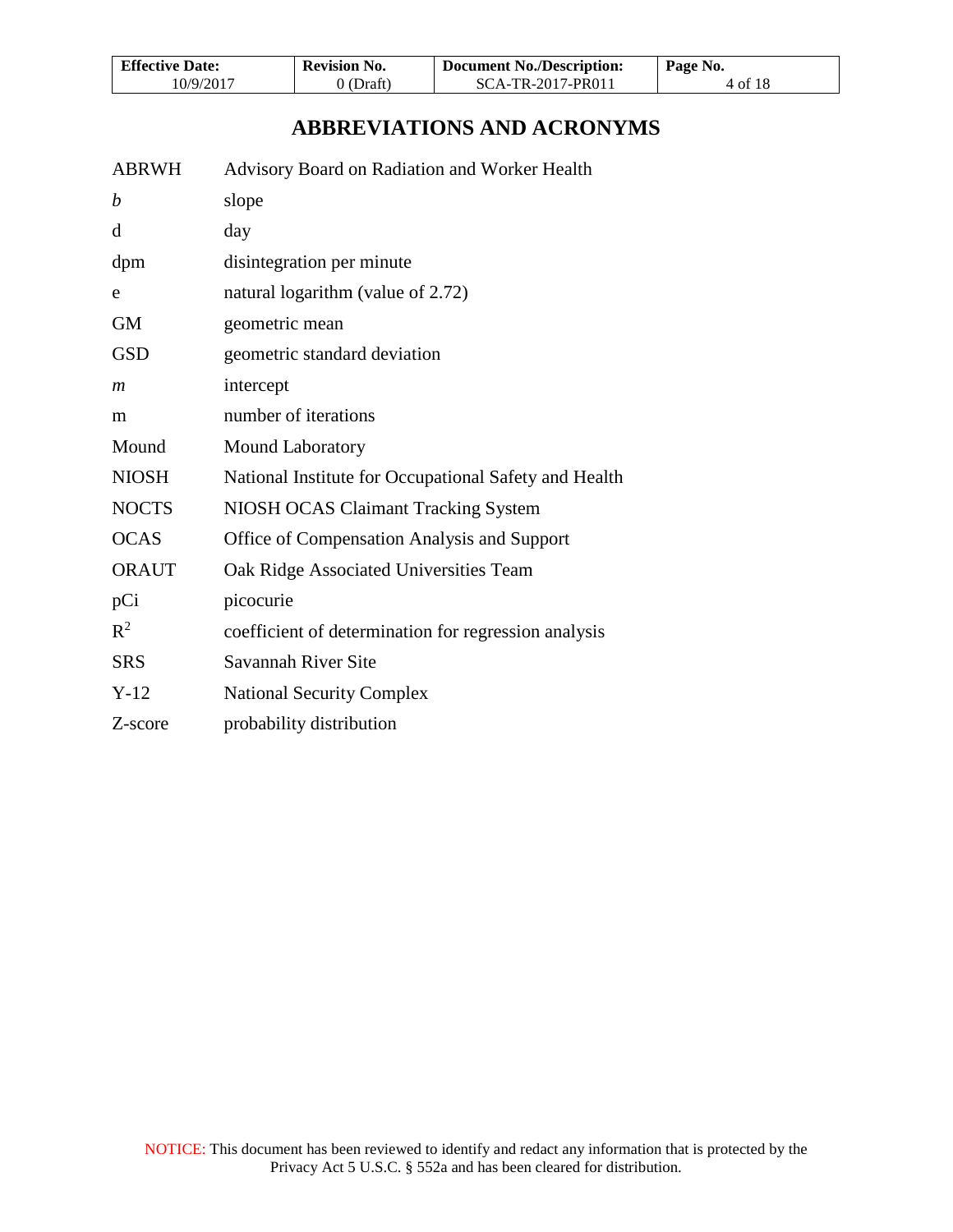# ABBREVIATIONS AND ACRONYMS

| | |
|---|---|
| ABRWH | Advisory Board on Radiation and Worker Health |
| *b* | slope |
| d | day |
| dpm | disintegration per minute |
| e | natural logarithm (value of 2.72) |
| GM | geometric mean |
| GSD | geometric standard deviation |
| *m* | intercept |
| m | number of iterations |
| Mound | Mound Laboratory |
| NIOSH | National Institute for Occupational Safety and Health |
| NOCTS | NIOSH OCAS Claimant Tracking System |
| OCAS | Office of Compensation Analysis and Support |
| ORAUT | Oak Ridge Associated Universities Team |
| pCi | picocurie |
| $R^2$ | coefficient of determination for regression analysis |
| SRS | Savannah River Site |
| Y-12 | National Security Complex |
| Z-score | probability distribution |

NOTICE: This document has been reviewed to identify and redact any information that is protected by the Privacy Act 5 U.S.C. § 552a and has been cleared for distribution.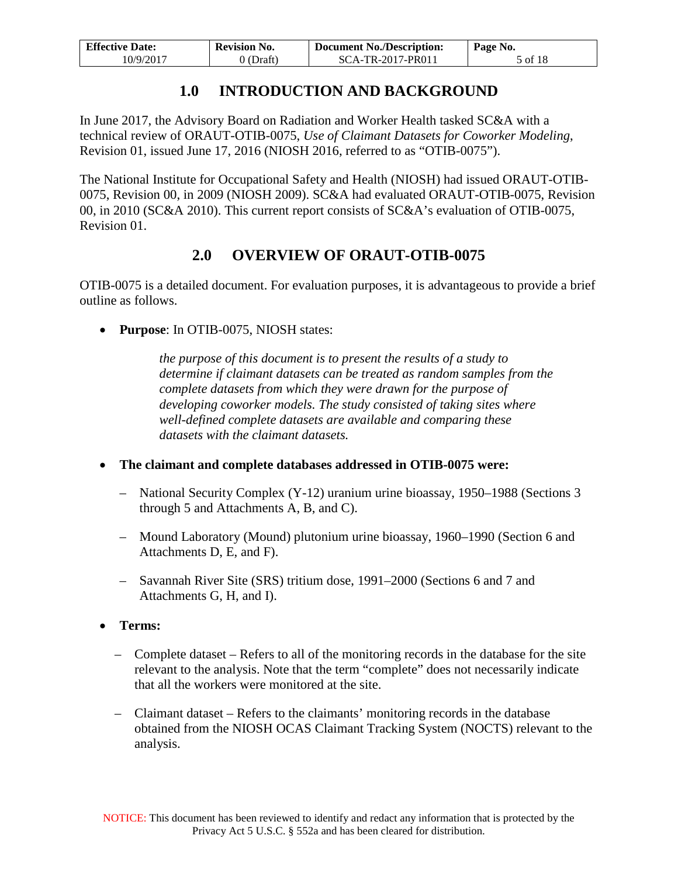# 1.0 INTRODUCTION AND BACKGROUND

In June 2017, the Advisory Board on Radiation and Worker Health tasked SC&A with a technical review of ORAUT-OTIB-0075, *Use of Claimant Datasets for Coworker Modeling*, Revision 01, issued June 17, 2016 (NIOSH 2016, referred to as "OTIB-0075").

The National Institute for Occupational Safety and Health (NIOSH) had issued ORAUT-OTIB-0075, Revision 00, in 2009 (NIOSH 2009). SC&A had evaluated ORAUT-OTIB-0075, Revision 00, in 2010 (SC&A 2010). This current report consists of SC&A's evaluation of OTIB-0075, Revision 01.

# 2.0 OVERVIEW OF ORAUT-OTIB-0075

OTIB-0075 is a detailed document. For evaluation purposes, it is advantageous to provide a brief outline as follows.

- **Purpose**: In OTIB-0075, NIOSH states:

  > *the purpose of this document is to present the results of a study to determine if claimant datasets can be treated as random samples from the complete datasets from which they were drawn for the purpose of developing coworker models. The study consisted of taking sites where well-defined complete datasets are available and comparing these datasets with the claimant datasets.*

- **The claimant and complete databases addressed in OTIB-0075 were:**
  - National Security Complex (Y-12) uranium urine bioassay, 1950–1988 (Sections 3 through 5 and Attachments A, B, and C).
  - Mound Laboratory (Mound) plutonium urine bioassay, 1960–1990 (Section 6 and Attachments D, E, and F).
  - Savannah River Site (SRS) tritium dose, 1991–2000 (Sections 6 and 7 and Attachments G, H, and I).

- **Terms:**
  - Complete dataset – Refers to all of the monitoring records in the database for the site relevant to the analysis. Note that the term "complete" does not necessarily indicate that all the workers were monitored at the site.
  - Claimant dataset – Refers to the claimants' monitoring records in the database obtained from the NIOSH OCAS Claimant Tracking System (NOCTS) relevant to the analysis.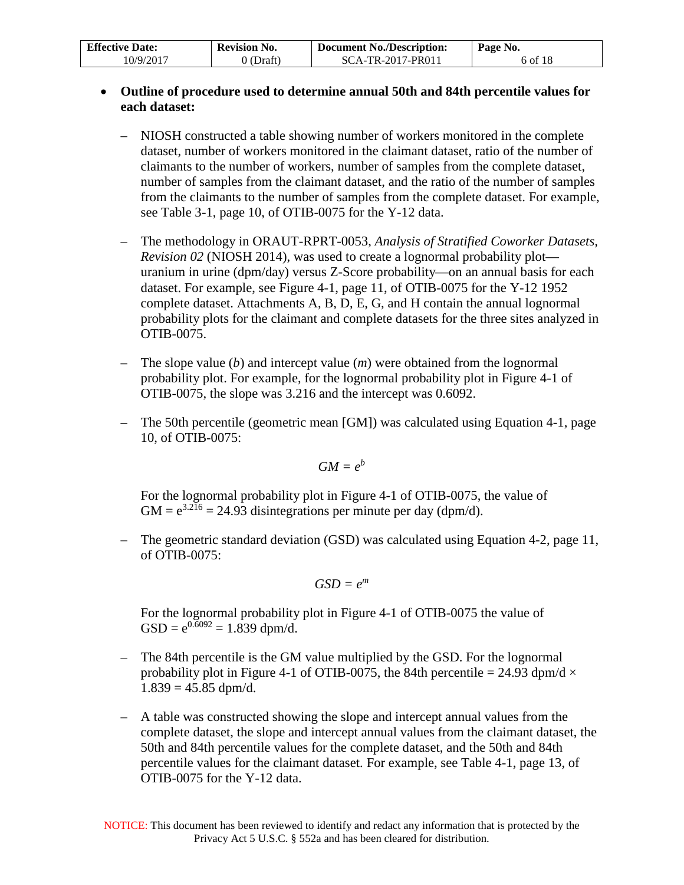- **Outline of procedure used to determine annual 50th and 84th percentile values for each dataset:**

  - NIOSH constructed a table showing number of workers monitored in the complete dataset, number of workers monitored in the claimant dataset, ratio of the number of claimants to the number of workers, number of samples from the complete dataset, number of samples from the claimant dataset, and the ratio of the number of samples from the claimants to the number of samples from the complete dataset. For example, see Table 3-1, page 10, of OTIB-0075 for the Y-12 data.

  - The methodology in ORAUT-RPRT-0053, *Analysis of Stratified Coworker Datasets, Revision 02* (NIOSH 2014), was used to create a lognormal probability plot—uranium in urine (dpm/day) versus Z-Score probability—on an annual basis for each dataset. For example, see Figure 4-1, page 11, of OTIB-0075 for the Y-12 1952 complete dataset. Attachments A, B, D, E, G, and H contain the annual lognormal probability plots for the claimant and complete datasets for the three sites analyzed in OTIB-0075.

  - The slope value ($b$) and intercept value ($m$) were obtained from the lognormal probability plot. For example, for the lognormal probability plot in Figure 4-1 of OTIB-0075, the slope was 3.216 and the intercept was 0.6092.

  - The 50th percentile (geometric mean [GM]) was calculated using Equation 4-1, page 10, of OTIB-0075:

    $$GM = e^{b}$$

    For the lognormal probability plot in Figure 4-1 of OTIB-0075, the value of $GM = e^{3.216} = 24.93$ disintegrations per minute per day (dpm/d).

  - The geometric standard deviation (GSD) was calculated using Equation 4-2, page 11, of OTIB-0075:

    $$GSD = e^{m}$$

    For the lognormal probability plot in Figure 4-1 of OTIB-0075 the value of $GSD = e^{0.6092} = 1.839$ dpm/d.

  - The 84th percentile is the GM value multiplied by the GSD. For the lognormal probability plot in Figure 4-1 of OTIB-0075, the 84th percentile = 24.93 dpm/d × 1.839 = 45.85 dpm/d.

  - A table was constructed showing the slope and intercept annual values from the complete dataset, the slope and intercept annual values from the claimant dataset, the 50th and 84th percentile values for the complete dataset, and the 50th and 84th percentile values for the claimant dataset. For example, see Table 4-1, page 13, of OTIB-0075 for the Y-12 data.

NOTICE: This document has been reviewed to identify and redact any information that is protected by the Privacy Act 5 U.S.C. § 552a and has been cleared for distribution.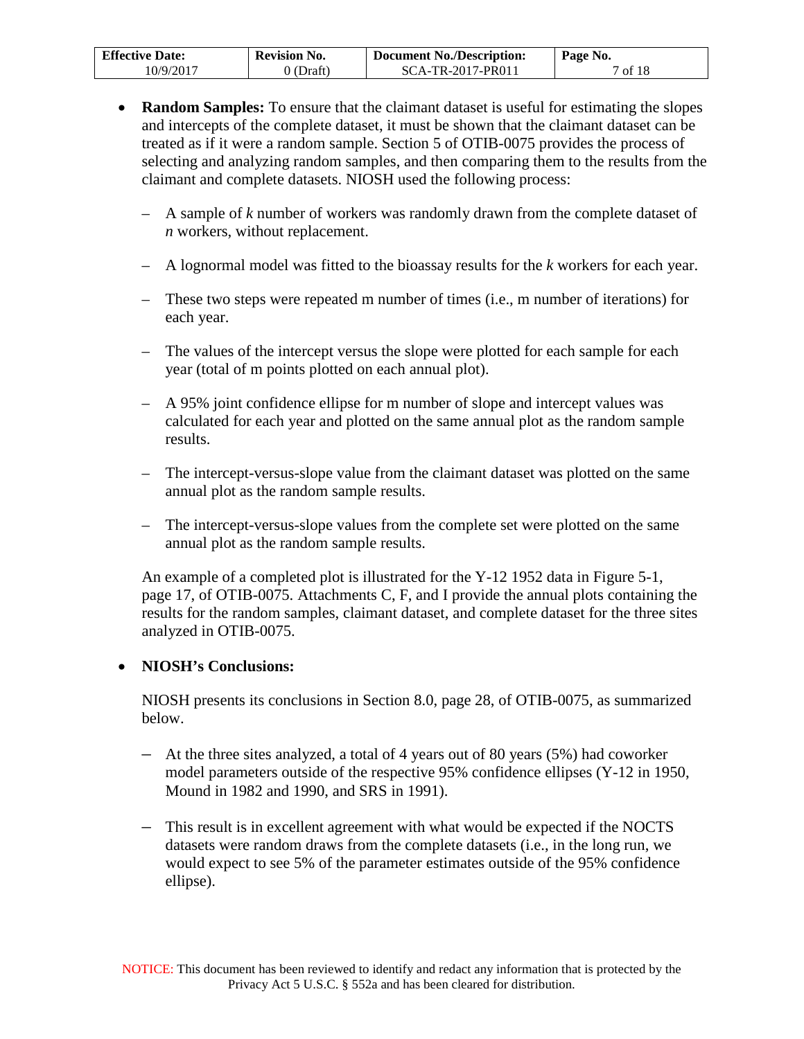- **Random Samples:** To ensure that the claimant dataset is useful for estimating the slopes and intercepts of the complete dataset, it must be shown that the claimant dataset can be treated as if it were a random sample. Section 5 of OTIB-0075 provides the process of selecting and analyzing random samples, and then comparing them to the results from the claimant and complete datasets. NIOSH used the following process:

  – A sample of $k$ number of workers was randomly drawn from the complete dataset of $n$ workers, without replacement.

  – A lognormal model was fitted to the bioassay results for the $k$ workers for each year.

  – These two steps were repeated m number of times (i.e., m number of iterations) for each year.

  – The values of the intercept versus the slope were plotted for each sample for each year (total of m points plotted on each annual plot).

  – A 95% joint confidence ellipse for m number of slope and intercept values was calculated for each year and plotted on the same annual plot as the random sample results.

  – The intercept-versus-slope value from the claimant dataset was plotted on the same annual plot as the random sample results.

  – The intercept-versus-slope values from the complete set were plotted on the same annual plot as the random sample results.

  An example of a completed plot is illustrated for the Y-12 1952 data in Figure 5-1, page 17, of OTIB-0075. Attachments C, F, and I provide the annual plots containing the results for the random samples, claimant dataset, and complete dataset for the three sites analyzed in OTIB-0075.

- **NIOSH's Conclusions:**

  NIOSH presents its conclusions in Section 8.0, page 28, of OTIB-0075, as summarized below.

  – At the three sites analyzed, a total of 4 years out of 80 years (5%) had coworker model parameters outside of the respective 95% confidence ellipses (Y-12 in 1950, Mound in 1982 and 1990, and SRS in 1991).

  – This result is in excellent agreement with what would be expected if the NOCTS datasets were random draws from the complete datasets (i.e., in the long run, we would expect to see 5% of the parameter estimates outside of the 95% confidence ellipse).

NOTICE: This document has been reviewed to identify and redact any information that is protected by the Privacy Act 5 U.S.C. § 552a and has been cleared for distribution.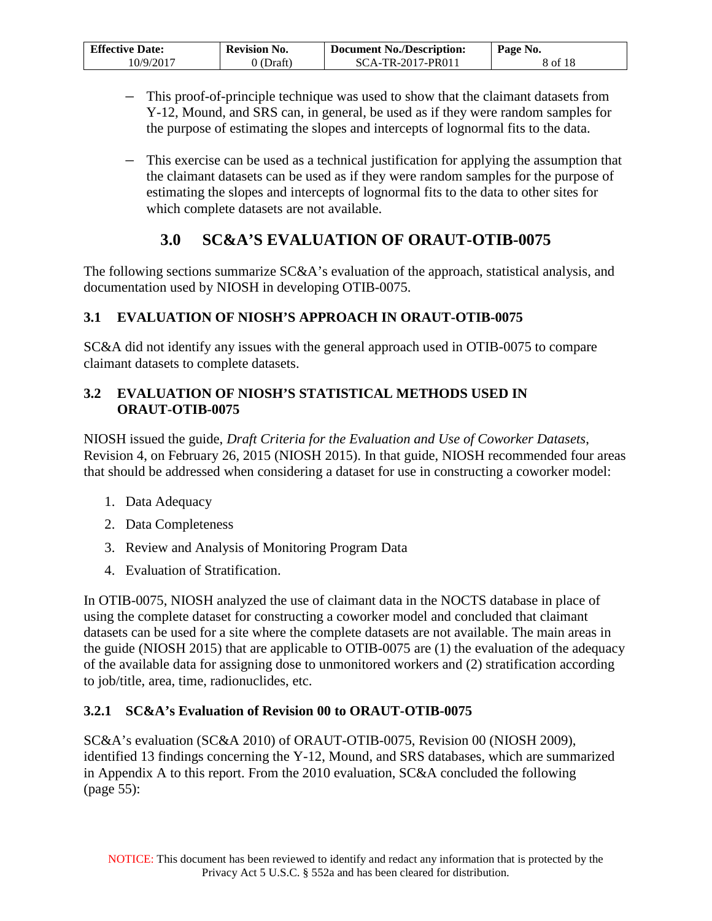- This proof-of-principle technique was used to show that the claimant datasets from Y-12, Mound, and SRS can, in general, be used as if they were random samples for the purpose of estimating the slopes and intercepts of lognormal fits to the data.

- This exercise can be used as a technical justification for applying the assumption that the claimant datasets can be used as if they were random samples for the purpose of estimating the slopes and intercepts of lognormal fits to the data to other sites for which complete datasets are not available.

# 3.0 SC&A'S EVALUATION OF ORAUT-OTIB-0075

The following sections summarize SC&A's evaluation of the approach, statistical analysis, and documentation used by NIOSH in developing OTIB-0075.

## 3.1 EVALUATION OF NIOSH'S APPROACH IN ORAUT-OTIB-0075

SC&A did not identify any issues with the general approach used in OTIB-0075 to compare claimant datasets to complete datasets.

## 3.2 EVALUATION OF NIOSH'S STATISTICAL METHODS USED IN ORAUT-OTIB-0075

NIOSH issued the guide, *Draft Criteria for the Evaluation and Use of Coworker Datasets*, Revision 4, on February 26, 2015 (NIOSH 2015). In that guide, NIOSH recommended four areas that should be addressed when considering a dataset for use in constructing a coworker model:

1. Data Adequacy
2. Data Completeness
3. Review and Analysis of Monitoring Program Data
4. Evaluation of Stratification.

In OTIB-0075, NIOSH analyzed the use of claimant data in the NOCTS database in place of using the complete dataset for constructing a coworker model and concluded that claimant datasets can be used for a site where the complete datasets are not available. The main areas in the guide (NIOSH 2015) that are applicable to OTIB-0075 are (1) the evaluation of the adequacy of the available data for assigning dose to unmonitored workers and (2) stratification according to job/title, area, time, radionuclides, etc.

### 3.2.1 SC&A's Evaluation of Revision 00 to ORAUT-OTIB-0075

SC&A's evaluation (SC&A 2010) of ORAUT-OTIB-0075, Revision 00 (NIOSH 2009), identified 13 findings concerning the Y-12, Mound, and SRS databases, which are summarized in Appendix A to this report. From the 2010 evaluation, SC&A concluded the following (page 55):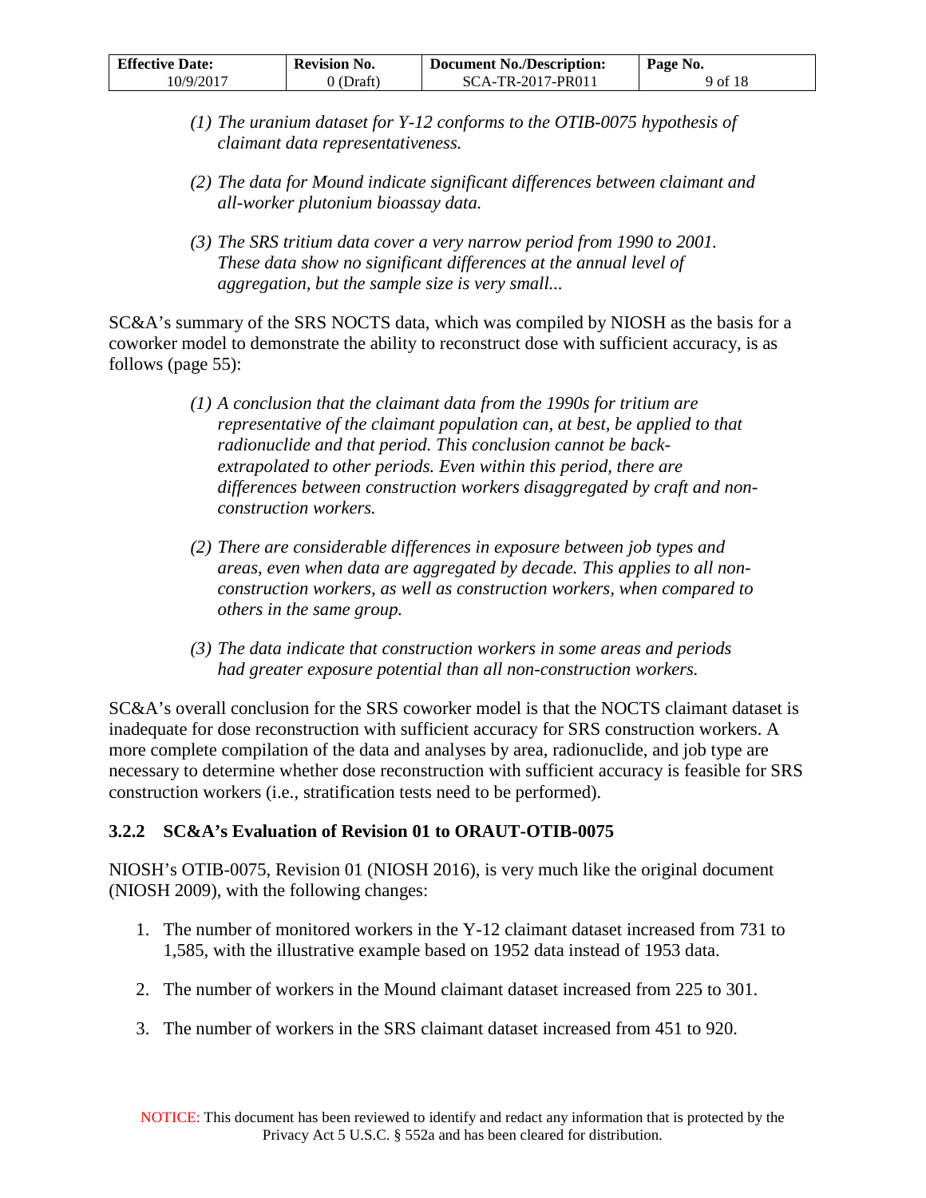> *(1) The uranium dataset for Y-12 conforms to the OTIB-0075 hypothesis of claimant data representativeness.*
>
> *(2) The data for Mound indicate significant differences between claimant and all-worker plutonium bioassay data.*
>
> *(3) The SRS tritium data cover a very narrow period from 1990 to 2001. These data show no significant differences at the annual level of aggregation, but the sample size is very small...*

SC&A's summary of the SRS NOCTS data, which was compiled by NIOSH as the basis for a coworker model to demonstrate the ability to reconstruct dose with sufficient accuracy, is as follows (page 55):

> *(1) A conclusion that the claimant data from the 1990s for tritium are representative of the claimant population can, at best, be applied to that radionuclide and that period. This conclusion cannot be back-extrapolated to other periods. Even within this period, there are differences between construction workers disaggregated by craft and non-construction workers.*
>
> *(2) There are considerable differences in exposure between job types and areas, even when data are aggregated by decade. This applies to all non-construction workers, as well as construction workers, when compared to others in the same group.*
>
> *(3) The data indicate that construction workers in some areas and periods had greater exposure potential than all non-construction workers.*

SC&A's overall conclusion for the SRS coworker model is that the NOCTS claimant dataset is inadequate for dose reconstruction with sufficient accuracy for SRS construction workers. A more complete compilation of the data and analyses by area, radionuclide, and job type are necessary to determine whether dose reconstruction with sufficient accuracy is feasible for SRS construction workers (i.e., stratification tests need to be performed).

### 3.2.2 SC&A's Evaluation of Revision 01 to ORAUT-OTIB-0075

NIOSH's OTIB-0075, Revision 01 (NIOSH 2016), is very much like the original document (NIOSH 2009), with the following changes:

1. The number of monitored workers in the Y-12 claimant dataset increased from 731 to 1,585, with the illustrative example based on 1952 data instead of 1953 data.

2. The number of workers in the Mound claimant dataset increased from 225 to 301.

3. The number of workers in the SRS claimant dataset increased from 451 to 920.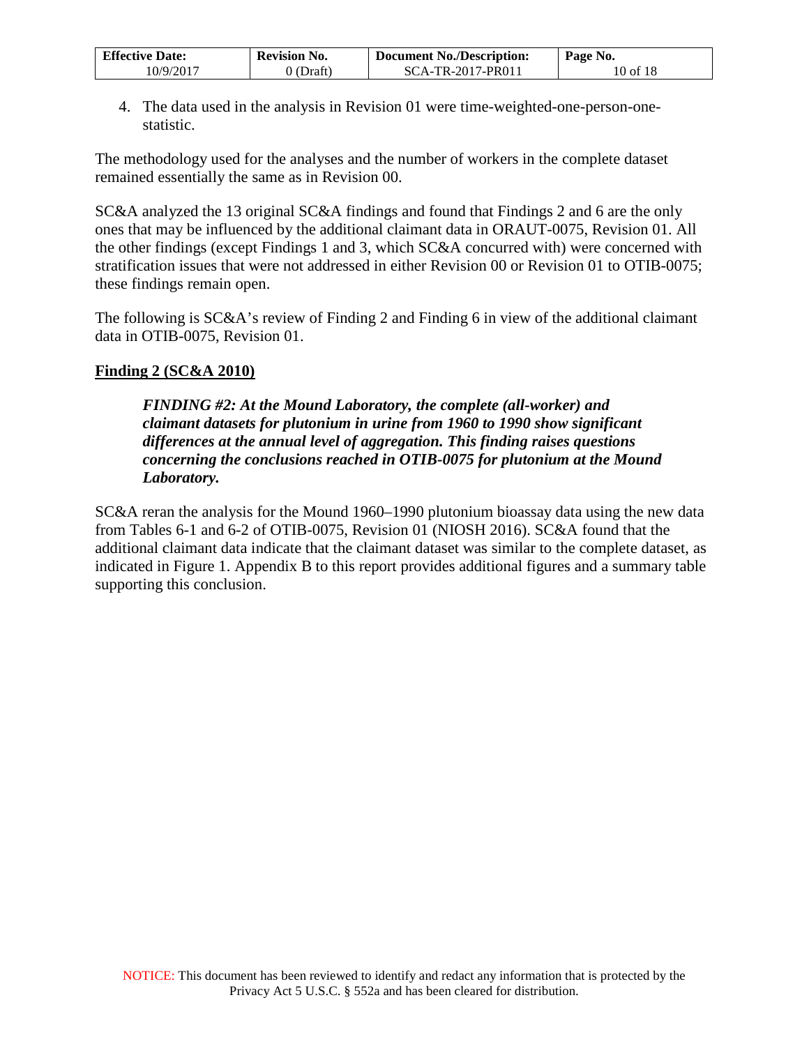4. The data used in the analysis in Revision 01 were time-weighted-one-person-one-statistic.

The methodology used for the analyses and the number of workers in the complete dataset remained essentially the same as in Revision 00.

SC&A analyzed the 13 original SC&A findings and found that Findings 2 and 6 are the only ones that may be influenced by the additional claimant data in ORAUT-0075, Revision 01. All the other findings (except Findings 1 and 3, which SC&A concurred with) were concerned with stratification issues that were not addressed in either Revision 00 or Revision 01 to OTIB-0075; these findings remain open.

The following is SC&A's review of Finding 2 and Finding 6 in view of the additional claimant data in OTIB-0075, Revision 01.

**Finding 2 (SC&A 2010)**

> ***FINDING #2: At the Mound Laboratory, the complete (all-worker) and claimant datasets for plutonium in urine from 1960 to 1990 show significant differences at the annual level of aggregation. This finding raises questions concerning the conclusions reached in OTIB-0075 for plutonium at the Mound Laboratory.***

SC&A reran the analysis for the Mound 1960–1990 plutonium bioassay data using the new data from Tables 6-1 and 6-2 of OTIB-0075, Revision 01 (NIOSH 2016). SC&A found that the additional claimant data indicate that the claimant dataset was similar to the complete dataset, as indicated in Figure 1. Appendix B to this report provides additional figures and a summary table supporting this conclusion.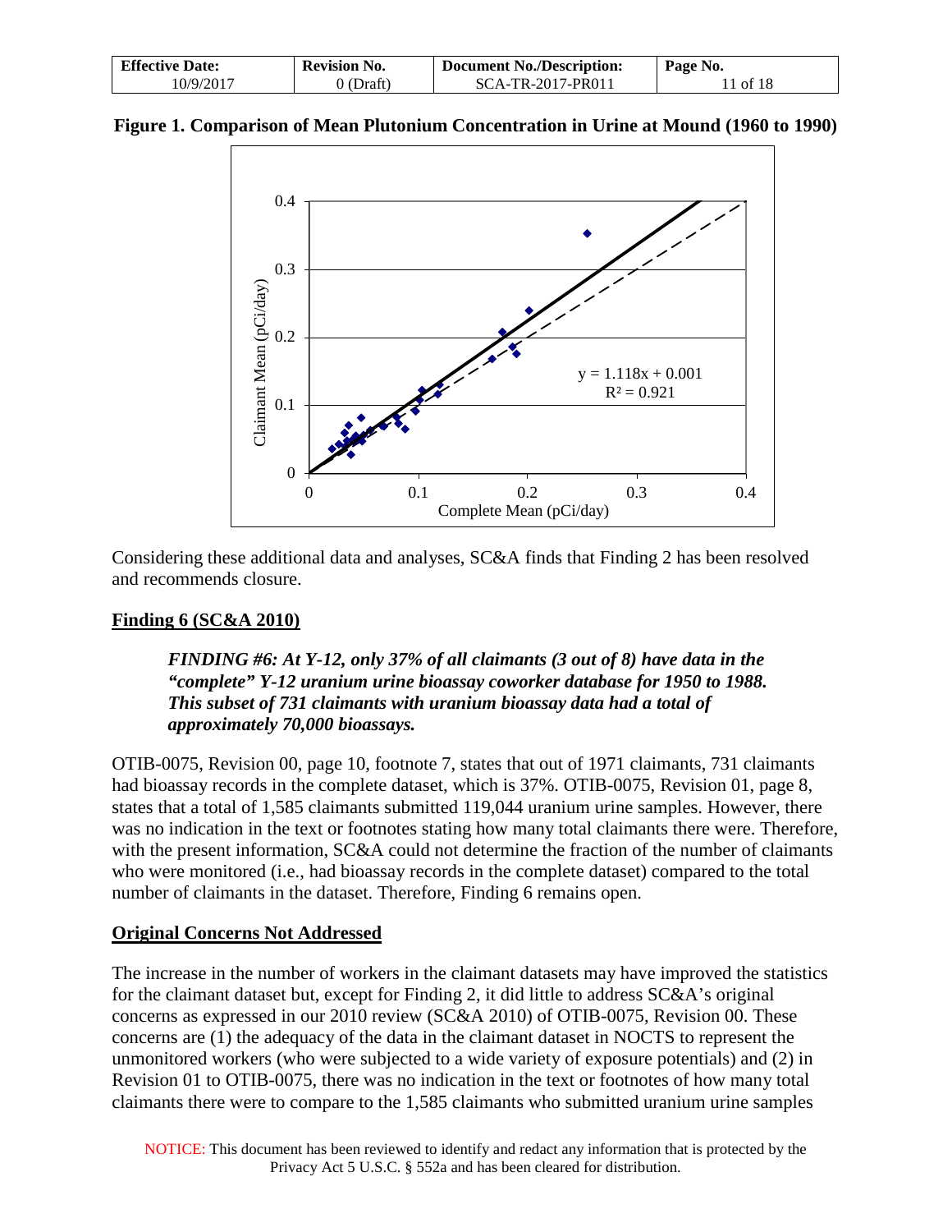**Figure 1. Comparison of Mean Plutonium Concentration in Urine at Mound (1960 to 1990)**

Considering these additional data and analyses, SC&A finds that Finding 2 has been resolved and recommends closure.

## Finding 6 (SC&A 2010)

> ***FINDING #6: At Y-12, only 37% of all claimants (3 out of 8) have data in the "complete" Y-12 uranium urine bioassay coworker database for 1950 to 1988. This subset of 731 claimants with uranium bioassay data had a total of approximately 70,000 bioassays.***

OTIB-0075, Revision 00, page 10, footnote 7, states that out of 1971 claimants, 731 claimants had bioassay records in the complete dataset, which is 37%. OTIB-0075, Revision 01, page 8, states that a total of 1,585 claimants submitted 119,044 uranium urine samples. However, there was no indication in the text or footnotes stating how many total claimants there were. Therefore, with the present information, SC&A could not determine the fraction of the number of claimants who were monitored (i.e., had bioassay records in the complete dataset) compared to the total number of claimants in the dataset. Therefore, Finding 6 remains open.

## Original Concerns Not Addressed

The increase in the number of workers in the claimant datasets may have improved the statistics for the claimant dataset but, except for Finding 2, it did little to address SC&A's original concerns as expressed in our 2010 review (SC&A 2010) of OTIB-0075, Revision 00. These concerns are (1) the adequacy of the data in the claimant dataset in NOCTS to represent the unmonitored workers (who were subjected to a wide variety of exposure potentials) and (2) in Revision 01 to OTIB-0075, there was no indication in the text or footnotes of how many total claimants there were to compare to the 1,585 claimants who submitted uranium urine samples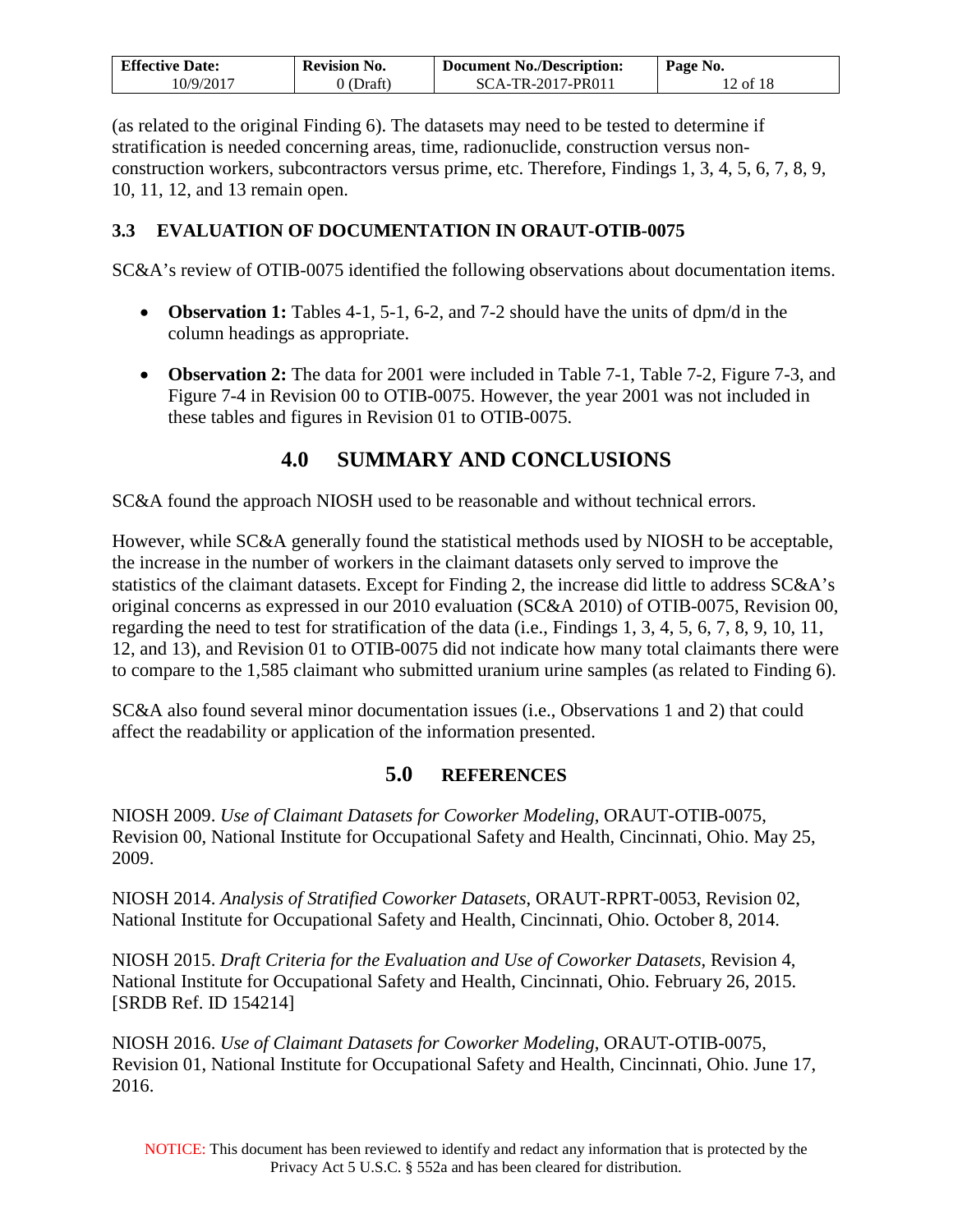(as related to the original Finding 6). The datasets may need to be tested to determine if stratification is needed concerning areas, time, radionuclide, construction versus non-construction workers, subcontractors versus prime, etc. Therefore, Findings 1, 3, 4, 5, 6, 7, 8, 9, 10, 11, 12, and 13 remain open.

### 3.3 EVALUATION OF DOCUMENTATION IN ORAUT-OTIB-0075

SC&A's review of OTIB-0075 identified the following observations about documentation items.

- **Observation 1:** Tables 4-1, 5-1, 6-2, and 7-2 should have the units of dpm/d in the column headings as appropriate.
- **Observation 2:** The data for 2001 were included in Table 7-1, Table 7-2, Figure 7-3, and Figure 7-4 in Revision 00 to OTIB-0075. However, the year 2001 was not included in these tables and figures in Revision 01 to OTIB-0075.

## 4.0 SUMMARY AND CONCLUSIONS

SC&A found the approach NIOSH used to be reasonable and without technical errors.

However, while SC&A generally found the statistical methods used by NIOSH to be acceptable, the increase in the number of workers in the claimant datasets only served to improve the statistics of the claimant datasets. Except for Finding 2, the increase did little to address SC&A's original concerns as expressed in our 2010 evaluation (SC&A 2010) of OTIB-0075, Revision 00, regarding the need to test for stratification of the data (i.e., Findings 1, 3, 4, 5, 6, 7, 8, 9, 10, 11, 12, and 13), and Revision 01 to OTIB-0075 did not indicate how many total claimants there were to compare to the 1,585 claimant who submitted uranium urine samples (as related to Finding 6).

SC&A also found several minor documentation issues (i.e., Observations 1 and 2) that could affect the readability or application of the information presented.

## 5.0 REFERENCES

NIOSH 2009. *Use of Claimant Datasets for Coworker Modeling*, ORAUT-OTIB-0075, Revision 00, National Institute for Occupational Safety and Health, Cincinnati, Ohio. May 25, 2009.

NIOSH 2014. *Analysis of Stratified Coworker Datasets*, ORAUT-RPRT-0053, Revision 02, National Institute for Occupational Safety and Health, Cincinnati, Ohio. October 8, 2014.

NIOSH 2015. *Draft Criteria for the Evaluation and Use of Coworker Datasets*, Revision 4, National Institute for Occupational Safety and Health, Cincinnati, Ohio. February 26, 2015. [SRDB Ref. ID 154214]

NIOSH 2016. *Use of Claimant Datasets for Coworker Modeling*, ORAUT-OTIB-0075, Revision 01, National Institute for Occupational Safety and Health, Cincinnati, Ohio. June 17, 2016.

NOTICE: This document has been reviewed to identify and redact any information that is protected by the Privacy Act 5 U.S.C. § 552a and has been cleared for distribution.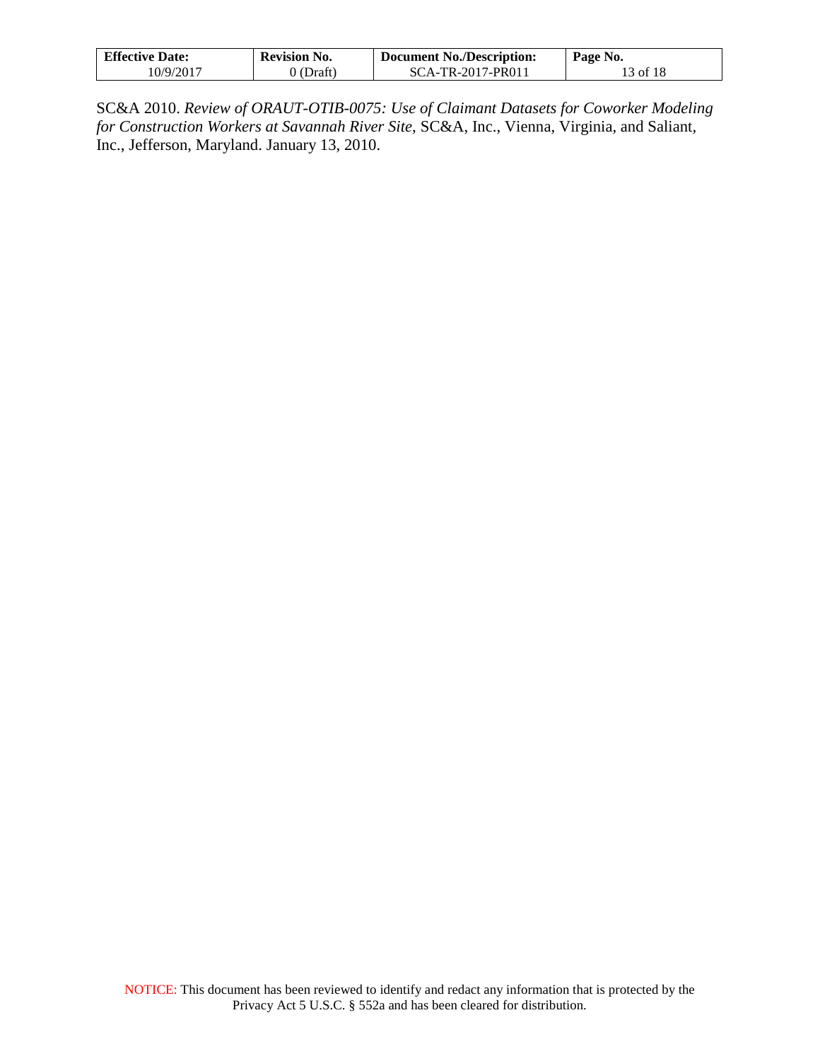SC&A 2010. *Review of ORAUT-OTIB-0075: Use of Claimant Datasets for Coworker Modeling for Construction Workers at Savannah River Site*, SC&A, Inc., Vienna, Virginia, and Saliant, Inc., Jefferson, Maryland. January 13, 2010.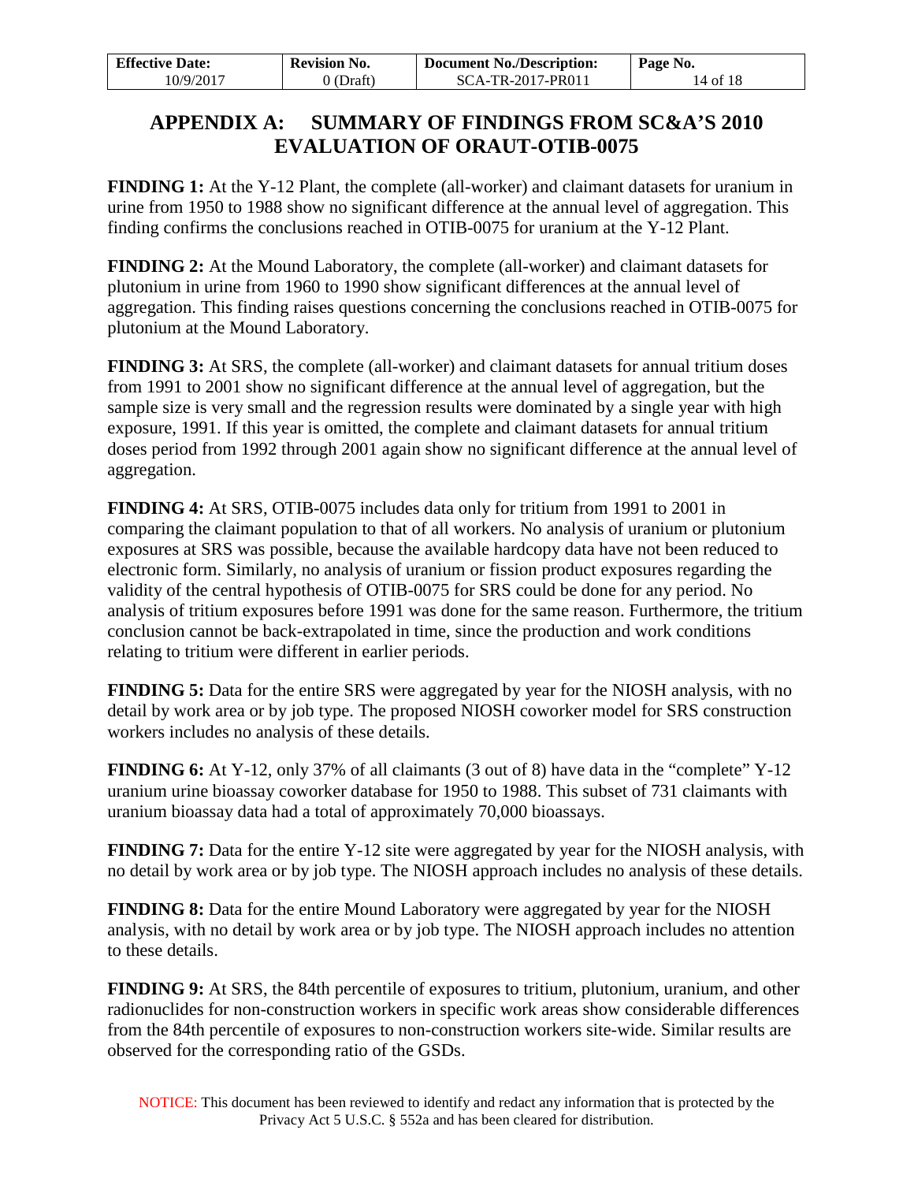# APPENDIX A: SUMMARY OF FINDINGS FROM SC&A'S 2010 EVALUATION OF ORAUT-OTIB-0075

**FINDING 1:** At the Y-12 Plant, the complete (all-worker) and claimant datasets for uranium in urine from 1950 to 1988 show no significant difference at the annual level of aggregation. This finding confirms the conclusions reached in OTIB-0075 for uranium at the Y-12 Plant.

**FINDING 2:** At the Mound Laboratory, the complete (all-worker) and claimant datasets for plutonium in urine from 1960 to 1990 show significant differences at the annual level of aggregation. This finding raises questions concerning the conclusions reached in OTIB-0075 for plutonium at the Mound Laboratory.

**FINDING 3:** At SRS, the complete (all-worker) and claimant datasets for annual tritium doses from 1991 to 2001 show no significant difference at the annual level of aggregation, but the sample size is very small and the regression results were dominated by a single year with high exposure, 1991. If this year is omitted, the complete and claimant datasets for annual tritium doses period from 1992 through 2001 again show no significant difference at the annual level of aggregation.

**FINDING 4:** At SRS, OTIB-0075 includes data only for tritium from 1991 to 2001 in comparing the claimant population to that of all workers. No analysis of uranium or plutonium exposures at SRS was possible, because the available hardcopy data have not been reduced to electronic form. Similarly, no analysis of uranium or fission product exposures regarding the validity of the central hypothesis of OTIB-0075 for SRS could be done for any period. No analysis of tritium exposures before 1991 was done for the same reason. Furthermore, the tritium conclusion cannot be back-extrapolated in time, since the production and work conditions relating to tritium were different in earlier periods.

**FINDING 5:** Data for the entire SRS were aggregated by year for the NIOSH analysis, with no detail by work area or by job type. The proposed NIOSH coworker model for SRS construction workers includes no analysis of these details.

**FINDING 6:** At Y-12, only 37% of all claimants (3 out of 8) have data in the "complete" Y-12 uranium urine bioassay coworker database for 1950 to 1988. This subset of 731 claimants with uranium bioassay data had a total of approximately 70,000 bioassays.

**FINDING 7:** Data for the entire Y-12 site were aggregated by year for the NIOSH analysis, with no detail by work area or by job type. The NIOSH approach includes no analysis of these details.

**FINDING 8:** Data for the entire Mound Laboratory were aggregated by year for the NIOSH analysis, with no detail by work area or by job type. The NIOSH approach includes no attention to these details.

**FINDING 9:** At SRS, the 84th percentile of exposures to tritium, plutonium, uranium, and other radionuclides for non-construction workers in specific work areas show considerable differences from the 84th percentile of exposures to non-construction workers site-wide. Similar results are observed for the corresponding ratio of the GSDs.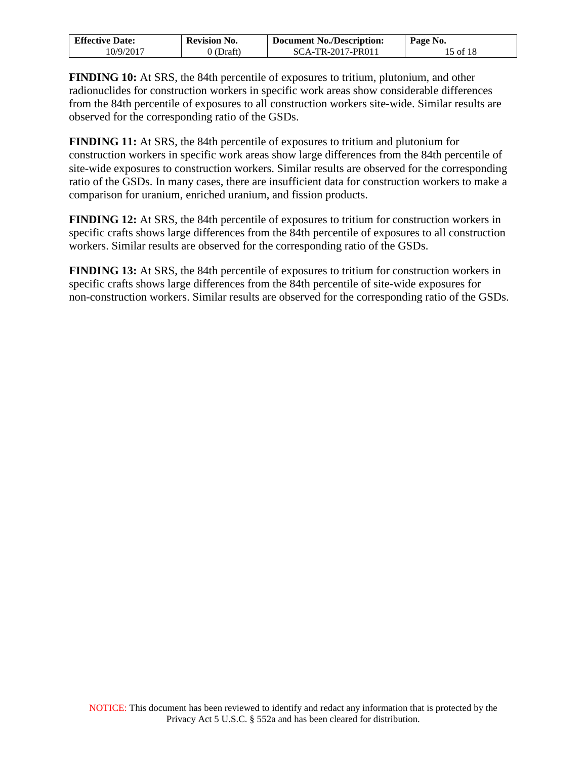**FINDING 10:** At SRS, the 84th percentile of exposures to tritium, plutonium, and other radionuclides for construction workers in specific work areas show considerable differences from the 84th percentile of exposures to all construction workers site-wide. Similar results are observed for the corresponding ratio of the GSDs.

**FINDING 11:** At SRS, the 84th percentile of exposures to tritium and plutonium for construction workers in specific work areas show large differences from the 84th percentile of site-wide exposures to construction workers. Similar results are observed for the corresponding ratio of the GSDs. In many cases, there are insufficient data for construction workers to make a comparison for uranium, enriched uranium, and fission products.

**FINDING 12:** At SRS, the 84th percentile of exposures to tritium for construction workers in specific crafts shows large differences from the 84th percentile of exposures to all construction workers. Similar results are observed for the corresponding ratio of the GSDs.

**FINDING 13:** At SRS, the 84th percentile of exposures to tritium for construction workers in specific crafts shows large differences from the 84th percentile of site-wide exposures for non-construction workers. Similar results are observed for the corresponding ratio of the GSDs.

NOTICE: This document has been reviewed to identify and redact any information that is protected by the Privacy Act 5 U.S.C. § 552a and has been cleared for distribution.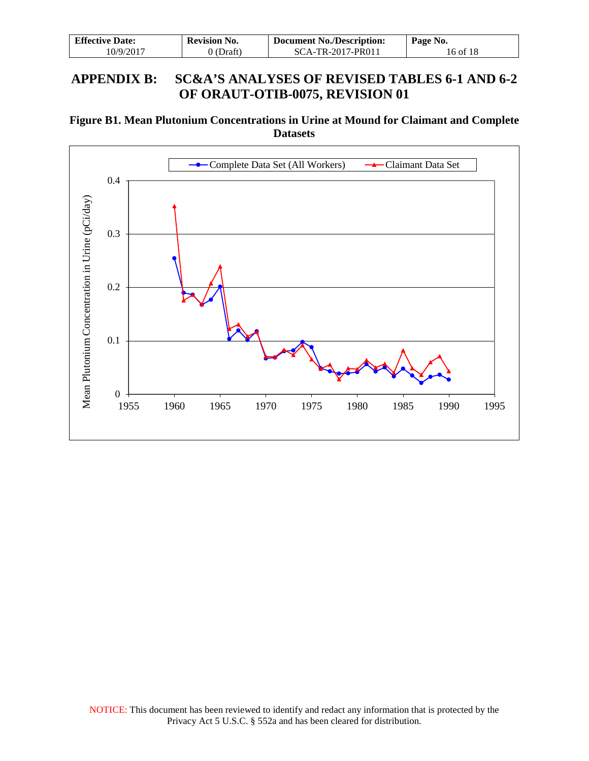# APPENDIX B: SC&A'S ANALYSES OF REVISED TABLES 6-1 AND 6-2 OF ORAUT-OTIB-0075, REVISION 01

**Figure B1. Mean Plutonium Concentrations in Urine at Mound for Claimant and Complete Datasets**

NOTICE: This document has been reviewed to identify and redact any information that is protected by the Privacy Act 5 U.S.C. § 552a and has been cleared for distribution.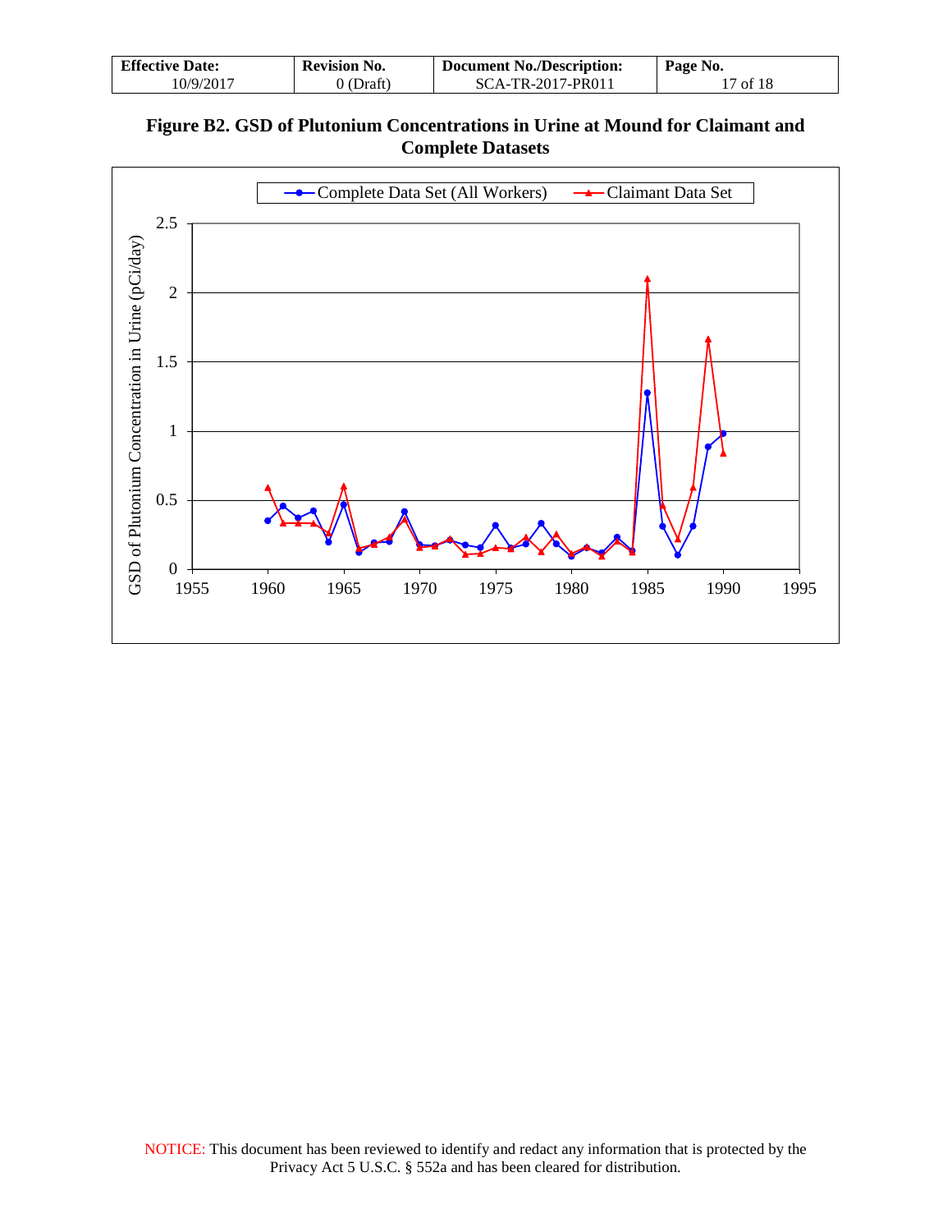**Figure B2. GSD of Plutonium Concentrations in Urine at Mound for Claimant and Complete Datasets**

NOTICE: This document has been reviewed to identify and redact any information that is protected by the Privacy Act 5 U.S.C. § 552a and has been cleared for distribution.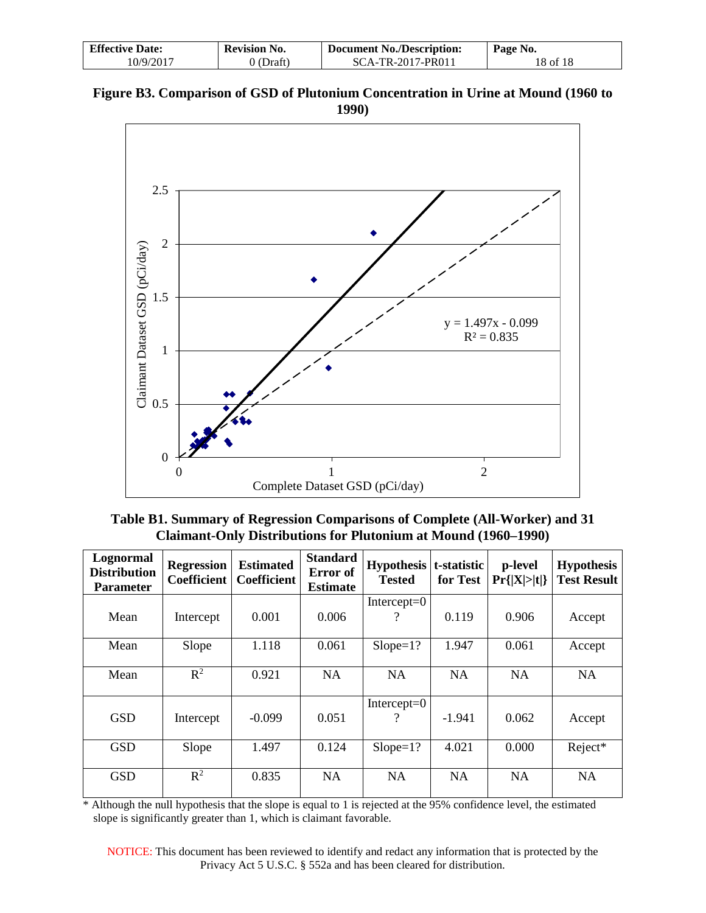**Figure B3. Comparison of GSD of Plutonium Concentration in Urine at Mound (1960 to 1990)**

2.5
2
1.5
1
0.5
0
Claimant Dataset GSD (pCi/day)
0
1
2
Complete Dataset GSD (pCi/day)
y = 1.497x - 0.099
R² = 0.835

**Table B1. Summary of Regression Comparisons of Complete (All-Worker) and 31 Claimant-Only Distributions for Plutonium at Mound (1960–1990)**

| Lognormal Distribution Parameter | Regression Coefficient | Estimated Coefficient | Standard Error of Estimate | Hypothesis Tested | t-statistic for Test | p-level Pr{\|X\|>\|t\|} | Hypothesis Test Result |
|---|---|---|---|---|---|---|---|
| Mean | Intercept | 0.001 | 0.006 | Intercept=0? | 0.119 | 0.906 | Accept |
| Mean | Slope | 1.118 | 0.061 | Slope=1? | 1.947 | 0.061 | Accept |
| Mean | $R^2$ | 0.921 | NA | NA | NA | NA | NA |
| GSD | Intercept | -0.099 | 0.051 | Intercept=0? | -1.941 | 0.062 | Accept |
| GSD | Slope | 1.497 | 0.124 | Slope=1? | 4.021 | 0.000 | Reject* |
| GSD | $R^2$ | 0.835 | NA | NA | NA | NA | NA |

* Although the null hypothesis that the slope is equal to 1 is rejected at the 95% confidence level, the estimated slope is significantly greater than 1, which is claimant favorable.

NOTICE: This document has been reviewed to identify and redact any information that is protected by the Privacy Act 5 U.S.C. § 552a and has been cleared for distribution.